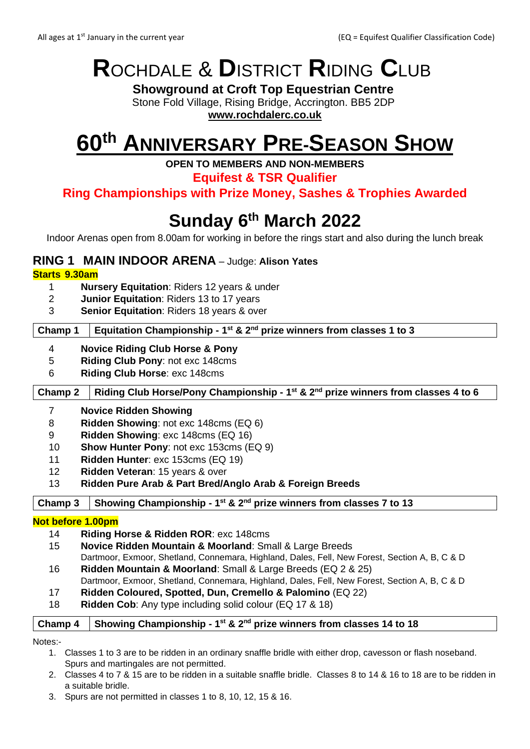All ages at 1st January in the current year (EQ = Equifest Qualifier Classification Code)

# ROCHDALE & DISTRICT RIDING CLUB

**Showground at Croft Top Equestrian Centre**

Stone Fold Village, Rising Bridge, Accrington. BB5 2DP

**www.rochdalerc.co.uk**

# 60th ANNIVERSARY PRE-SEASON SHOW

**OPEN TO MEMBERS AND NON-MEMBERS**

**Equifest & TSR Qualifier**

**Ring Championships with Prize Money, Sashes & Trophies Awarded**

## Sunday 6th March 2022

Indoor Arenas open from 8.00am for working in before the rings start and also during the lunch break

## RING 1 MAIN INDOOR ARENA – Judge: Alison Yates

**Starts 9.30am**

1 **Nursery Equitation**: Riders 12 years & under
2 **Junior Equitation**: Riders 13 to 17 years
3 **Senior Equitation**: Riders 18 years & over

| Champ 1 | Equitation Championship - 1st & 2nd prize winners from classes 1 to 3 |
|---|---|

4 **Novice Riding Club Horse & Pony**
5 **Riding Club Pony**: not exc 148cms
6 **Riding Club Horse**: exc 148cms

| Champ 2 | Riding Club Horse/Pony Championship - 1st & 2nd prize winners from classes 4 to 6 |
|---|---|

7 **Novice Ridden Showing**
8 **Ridden Showing**: not exc 148cms (EQ 6)
9 **Ridden Showing**: exc 148cms (EQ 16)
10 **Show Hunter Pony**: not exc 153cms (EQ 9)
11 **Ridden Hunter**: exc 153cms (EQ 19)
12 **Ridden Veteran**: 15 years & over
13 **Ridden Pure Arab & Part Bred/Anglo Arab & Foreign Breeds**

| Champ 3 | Showing Championship - 1st & 2nd prize winners from classes 7 to 13 |
|---|---|

**Not before 1.00pm**

14 **Riding Horse & Ridden ROR**: exc 148cms
15 **Novice Ridden Mountain & Moorland**: Small & Large Breeds
Dartmoor, Exmoor, Shetland, Connemara, Highland, Dales, Fell, New Forest, Section A, B, C & D
16 **Ridden Mountain & Moorland**: Small & Large Breeds (EQ 2 & 25)
Dartmoor, Exmoor, Shetland, Connemara, Highland, Dales, Fell, New Forest, Section A, B, C & D
17 **Ridden Coloured, Spotted, Dun, Cremello & Palomino** (EQ 22)
18 **Ridden Cob**: Any type including solid colour (EQ 17 & 18)

| Champ 4 | Showing Championship - 1st & 2nd prize winners from classes 14 to 18 |
|---|---|

Notes:-

1. Classes 1 to 3 are to be ridden in an ordinary snaffle bridle with either drop, cavesson or flash noseband. Spurs and martingales are not permitted.
2. Classes 4 to 7 & 15 are to be ridden in a suitable snaffle bridle. Classes 8 to 14 & 16 to 18 are to be ridden in a suitable bridle.
3. Spurs are not permitted in classes 1 to 8, 10, 12, 15 & 16.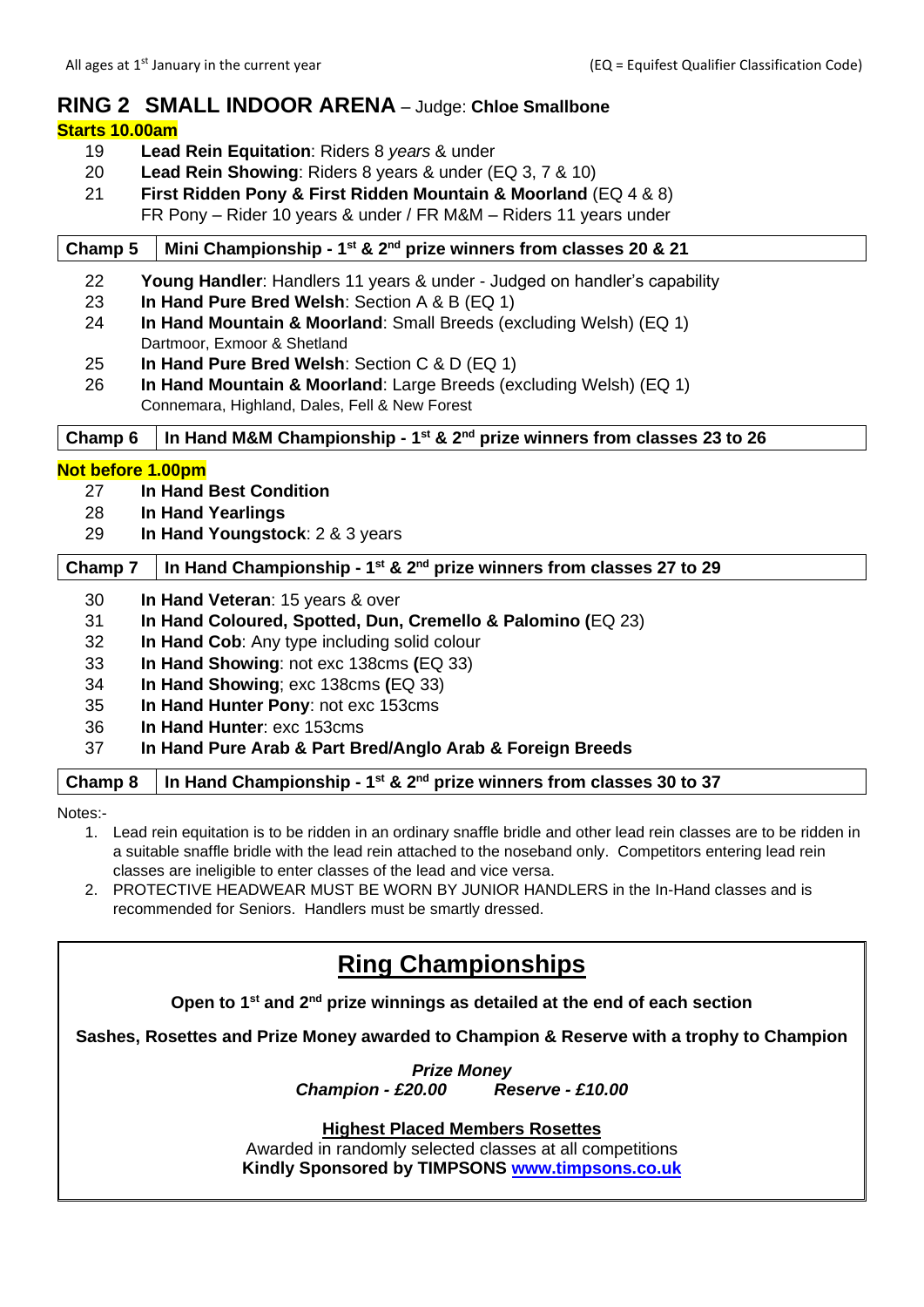All ages at 1st January in the current year (EQ = Equifest Qualifier Classification Code)

## RING 2 SMALL INDOOR ARENA – Judge: **Chloe Smallbone**

**Starts 10.00am**

19 **Lead Rein Equitation**: Riders 8 *years* & under
20 **Lead Rein Showing**: Riders 8 years & under (EQ 3, 7 & 10)
21 **First Ridden Pony & First Ridden Mountain & Moorland** (EQ 4 & 8)
FR Pony – Rider 10 years & under / FR M&M – Riders 11 years under

| **Champ 5** | **Mini Championship - 1st & 2nd prize winners from classes 20 & 21** |
|---|---|

22 **Young Handler**: Handlers 11 years & under - Judged on handler's capability
23 **In Hand Pure Bred Welsh**: Section A & B (EQ 1)
24 **In Hand Mountain & Moorland**: Small Breeds (excluding Welsh) (EQ 1)
Dartmoor, Exmoor & Shetland
25 **In Hand Pure Bred Welsh**: Section C & D (EQ 1)
26 **In Hand Mountain & Moorland**: Large Breeds (excluding Welsh) (EQ 1)
Connemara, Highland, Dales, Fell & New Forest

| **Champ 6** | **In Hand M&M Championship - 1st & 2nd prize winners from classes 23 to 26** |
|---|---|

**Not before 1.00pm**

27 **In Hand Best Condition**
28 **In Hand Yearlings**
29 **In Hand Youngstock**: 2 & 3 years

| **Champ 7** | **In Hand Championship - 1st & 2nd prize winners from classes 27 to 29** |
|---|---|

30 **In Hand Veteran**: 15 years & over
31 **In Hand Coloured, Spotted, Dun, Cremello & Palomino (**EQ 23)
32 **In Hand Cob**: Any type including solid colour
33 **In Hand Showing**: not exc 138cms **(**EQ 33)
34 **In Hand Showing**; exc 138cms **(**EQ 33)
35 **In Hand Hunter Pony**: not exc 153cms
36 **In Hand Hunter**: exc 153cms
37 **In Hand Pure Arab & Part Bred/Anglo Arab & Foreign Breeds**

| **Champ 8** | **In Hand Championship - 1st & 2nd prize winners from classes 30 to 37** |
|---|---|

Notes:-

1. Lead rein equitation is to be ridden in an ordinary snaffle bridle and other lead rein classes are to be ridden in a suitable snaffle bridle with the lead rein attached to the noseband only. Competitors entering lead rein classes are ineligible to enter classes of the lead and vice versa.
2. PROTECTIVE HEADWEAR MUST BE WORN BY JUNIOR HANDLERS in the In-Hand classes and is recommended for Seniors. Handlers must be smartly dressed.

## Ring Championships

**Open to 1st and 2nd prize winnings as detailed at the end of each section**

**Sashes, Rosettes and Prize Money awarded to Champion & Reserve with a trophy to Champion**

***Prize Money***
***Champion - £20.00 Reserve - £10.00***

**Highest Placed Members Rosettes**
Awarded in randomly selected classes at all competitions
**Kindly Sponsored by TIMPSONS www.timpsons.co.uk**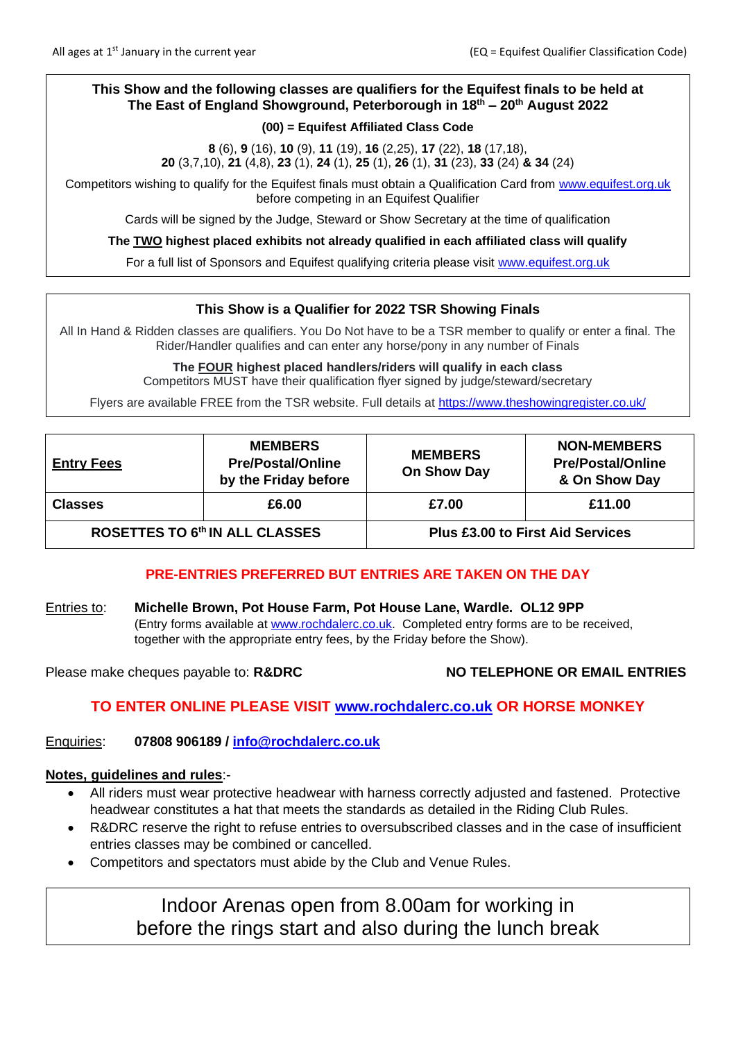All ages at 1st January in the current year (EQ = Equifest Qualifier Classification Code)

**This Show and the following classes are qualifiers for the Equifest finals to be held at The East of England Showground, Peterborough in 18th – 20th August 2022**

**(00) = Equifest Affiliated Class Code**

**8** (6), **9** (16), **10** (9), **11** (19), **16** (2,25), **17** (22), **18** (17,18), **20** (3,7,10), **21** (4,8), **23** (1), **24** (1), **25** (1), **26** (1), **31** (23), **33** (24) **& 34** (24)

Competitors wishing to qualify for the Equifest finals must obtain a Qualification Card from www.equifest.org.uk before competing in an Equifest Qualifier

Cards will be signed by the Judge, Steward or Show Secretary at the time of qualification

**The TWO highest placed exhibits not already qualified in each affiliated class will qualify**

For a full list of Sponsors and Equifest qualifying criteria please visit www.equifest.org.uk

**This Show is a Qualifier for 2022 TSR Showing Finals**

All In Hand & Ridden classes are qualifiers. You Do Not have to be a TSR member to qualify or enter a final. The Rider/Handler qualifies and can enter any horse/pony in any number of Finals

**The FOUR highest placed handlers/riders will qualify in each class**
Competitors MUST have their qualification flyer signed by judge/steward/secretary

Flyers are available FREE from the TSR website. Full details at https://www.theshowingregister.co.uk/

| **Entry Fees** | **MEMBERS Pre/Postal/Online by the Friday before** | **MEMBERS On Show Day** | **NON-MEMBERS Pre/Postal/Online & On Show Day** |
|---|---|---|---|
| **Classes** | **£6.00** | **£7.00** | **£11.00** |
| **ROSETTES TO 6th IN ALL CLASSES** | | **Plus £3.00 to First Aid Services** | |

**PRE-ENTRIES PREFERRED BUT ENTRIES ARE TAKEN ON THE DAY**

Entries to: **Michelle Brown, Pot House Farm, Pot House Lane, Wardle. OL12 9PP**
(Entry forms available at www.rochdalerc.co.uk. Completed entry forms are to be received, together with the appropriate entry fees, by the Friday before the Show).

Please make cheques payable to: **R&DRC**

**NO TELEPHONE OR EMAIL ENTRIES**

**TO ENTER ONLINE PLEASE VISIT www.rochdalerc.co.uk OR HORSE MONKEY**

Enquiries: **07808 906189 / info@rochdalerc.co.uk**

**Notes, guidelines and rules**:-

- All riders must wear protective headwear with harness correctly adjusted and fastened. Protective headwear constitutes a hat that meets the standards as detailed in the Riding Club Rules.
- R&DRC reserve the right to refuse entries to oversubscribed classes and in the case of insufficient entries classes may be combined or cancelled.
- Competitors and spectators must abide by the Club and Venue Rules.

Indoor Arenas open from 8.00am for working in before the rings start and also during the lunch break